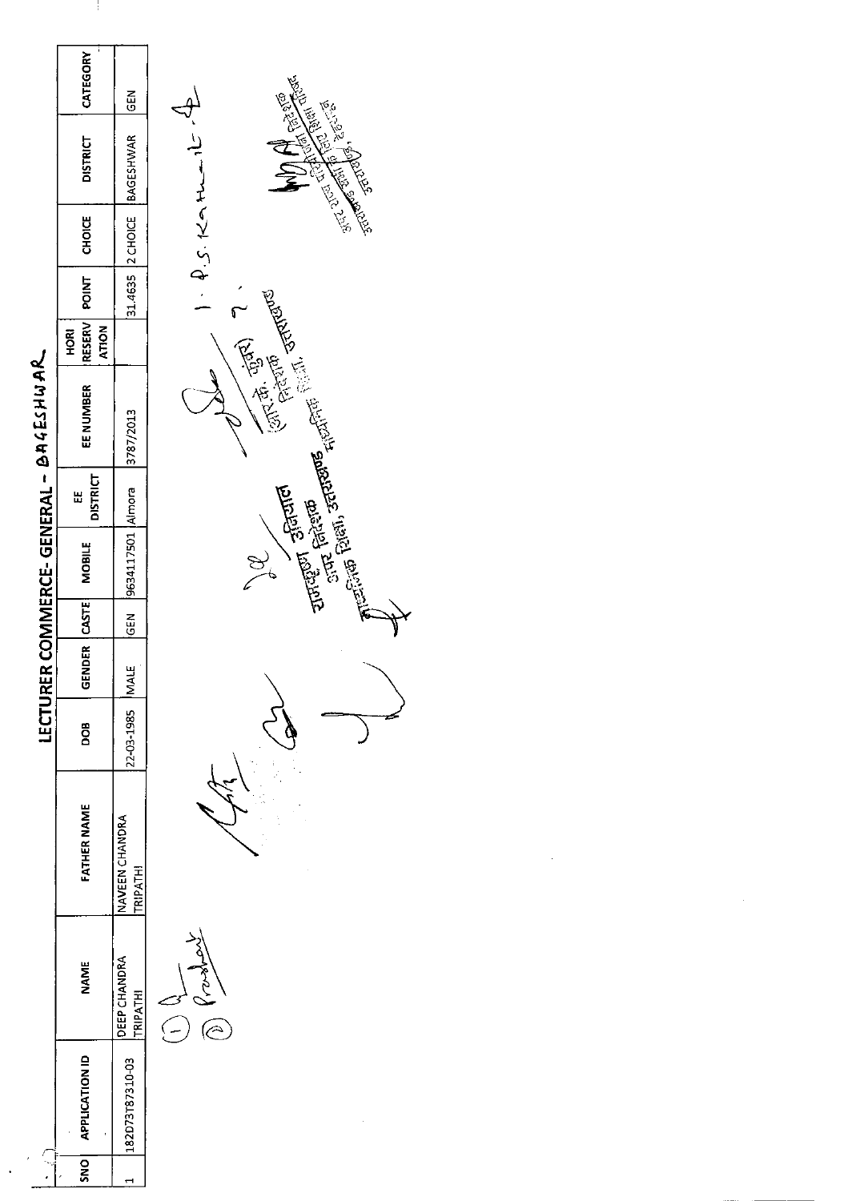# LECTURER COMMERCE- GENERAL - BAGESHWAR

| SNO | APPLICATION ID | NAME | FATHER NAME | DOB | GENDER | CASTE | MOBILE | EE DISTRICT | EE NUMBER | HORI RESERVATION | POINT | CHOICE | DISTRICT | CATEGORY |
|---|---|---|---|---|---|---|---|---|---|---|---|---|---|---|
| 1 | 182D73T87310-03 | DEEP CHANDRA TRIPATHI | NAVEEN CHANDRA TRIPATHI | 22-03-1985 | MALE | GEN | 9634117501 | Almora | 3787/2013 | | 31.4635 | 2 CHOICE | BAGESHWAR | GEN |

(आर. के. कुंवर)
निदेशक
माध्यमिक शिक्षा, उत्तराखण्ड

रामकृष्ण उनियाल
उप निदेशक
माध्यमिक शिक्षा, उत्तराखण्ड

अपर राज्य परियोजना निदेशक
राज्य परियोजना कार्यालय
उत्तराखण्ड, देहरादून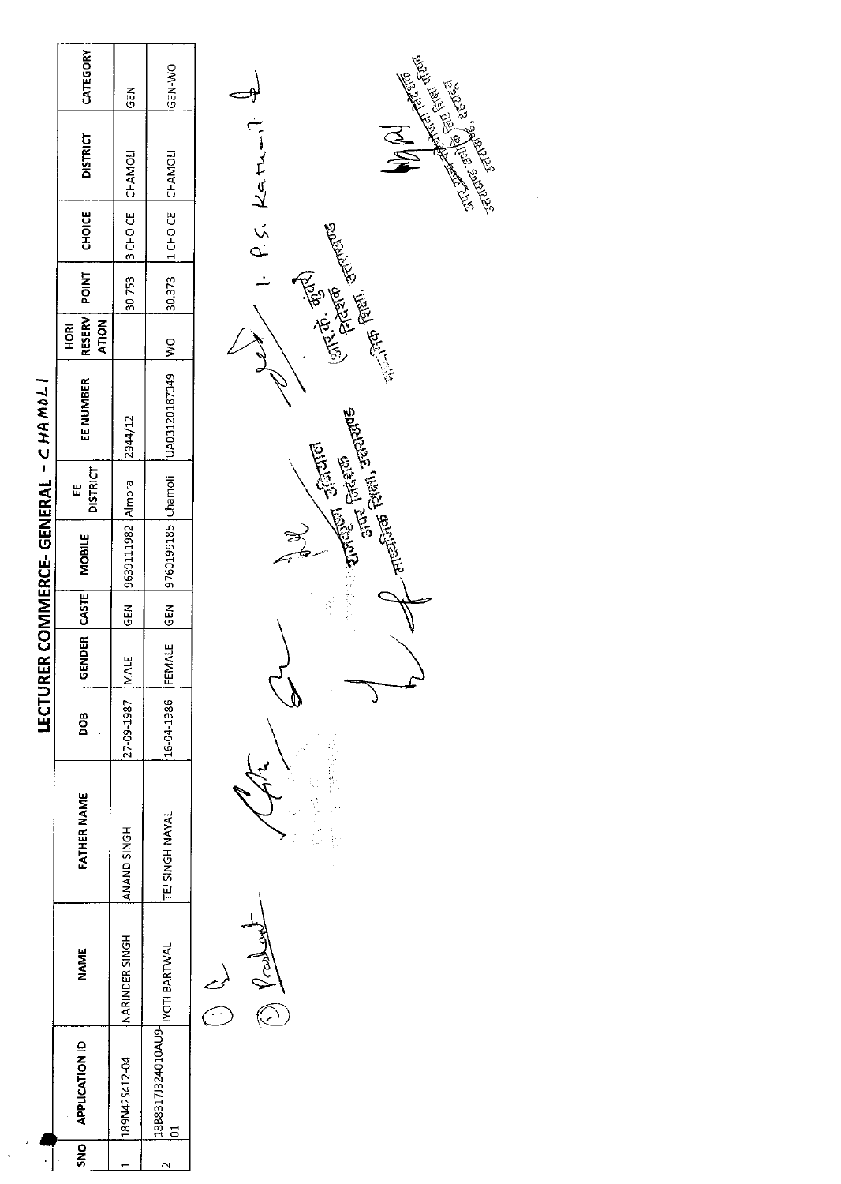# LECTURER COMMERCE- GENERAL - CHAMOLI

| SNO | APPLICATION ID | NAME | FATHER NAME | DOB | GENDER | CASTE | MOBILE | EE DISTRICT | EE NUMBER | HORI RESERV ATION | POINT | CHOICE | DISTRICT | CATEGORY |
|---|---|---|---|---|---|---|---|---|---|---|---|---|---|---|
| 1 | 189N42S412-04 | NARINDER SINGH | ANAND SINGH | 27-09-1987 | MALE | GEN | 9639111982 | Almora | 2944/12 | | 30.753 | 3 CHOICE | CHAMOLI | GEN |
| 2 | 18B8317J324010AU9-01 | JYOTI BARTWAL | TEJ SINGH NAYAL | 16-04-1986 | FEMALE | GEN | 9760199185 | Chamoli | UA03120187349 | WO | 30.373 | 1 CHOICE | CHAMOLI | GEN-WO |

1. P.S. Katnal

(आर. के. कुंवर)
निदेशक
माध्यमिक शिक्षा, उत्तराखण्ड

राजकुमार उनियाल
अपर निदेशक
माध्यमिक शिक्षा, उत्तराखण्ड

अपर निदेशक
माध्यमिक शिक्षा, उत्तराखण्ड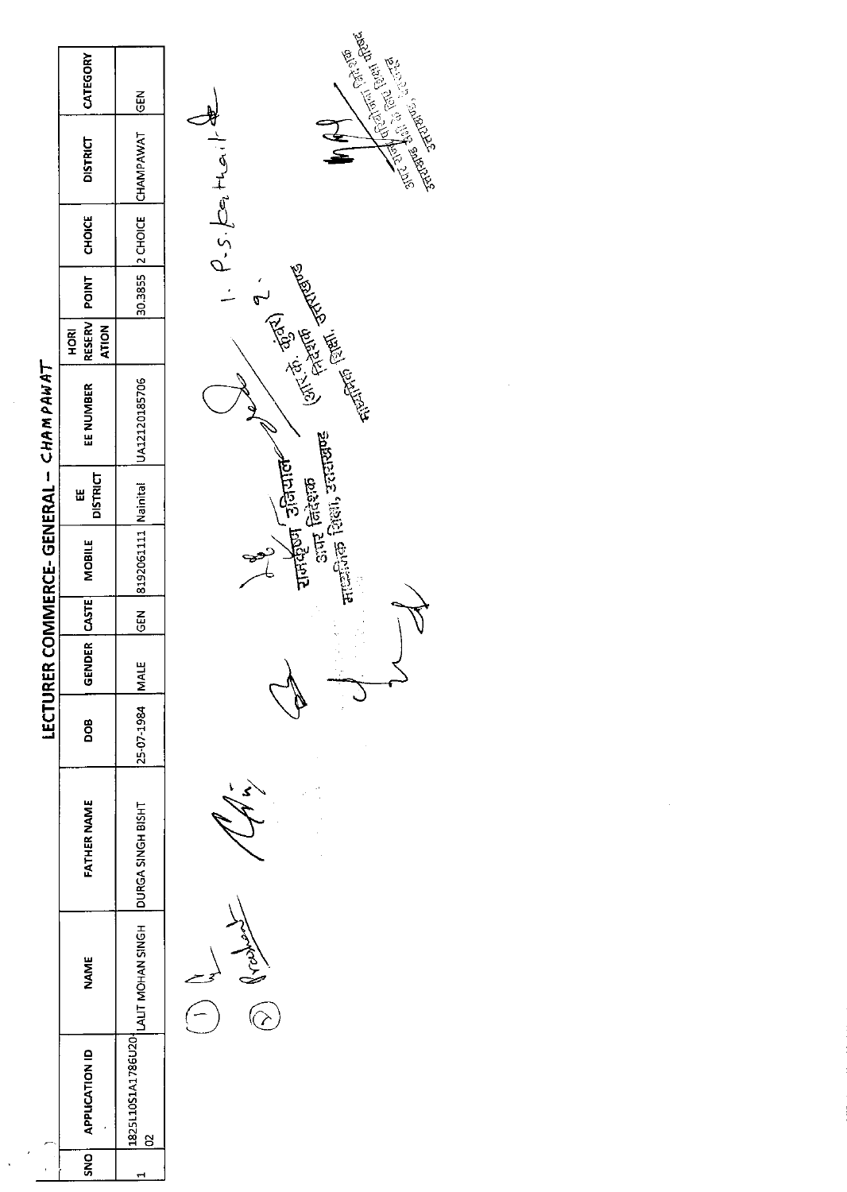# LECTURER COMMERCE- GENERAL – CHAMPAWAT

| SNO | APPLICATION ID | NAME | FATHER NAME | DOB | GENDER | CASTE | MOBILE | EE DISTRICT | EE NUMBER | HORI RESERVATION | POINT | CHOICE | DISTRICT | CATEGORY |
|---|---|---|---|---|---|---|---|---|---|---|---|---|---|---|
| 1 | 1825110S1A1786U2002 | LALIT MOHAN SINGH | DURGA SINGH BISHT | 25-07-1984 | MALE | GEN | 8192061111 | Nainital | UA12120185706 | | 30.3855 | 2 CHOICE | CHAMPAWAT | GEN |

1. P.S. Bartwal

राजकृष्ण उनियाल
अपर निदेशक
माध्यमिक शिक्षा, उत्तराखण्ड

(आर.के. कुंवर)
निदेशक
माध्यमिक शिक्षा, उत्तराखण्ड

अपर राज्य परियोजना निदेशक
राज्य परियोजना कार्यालय
उत्तराखण्ड, देहरादून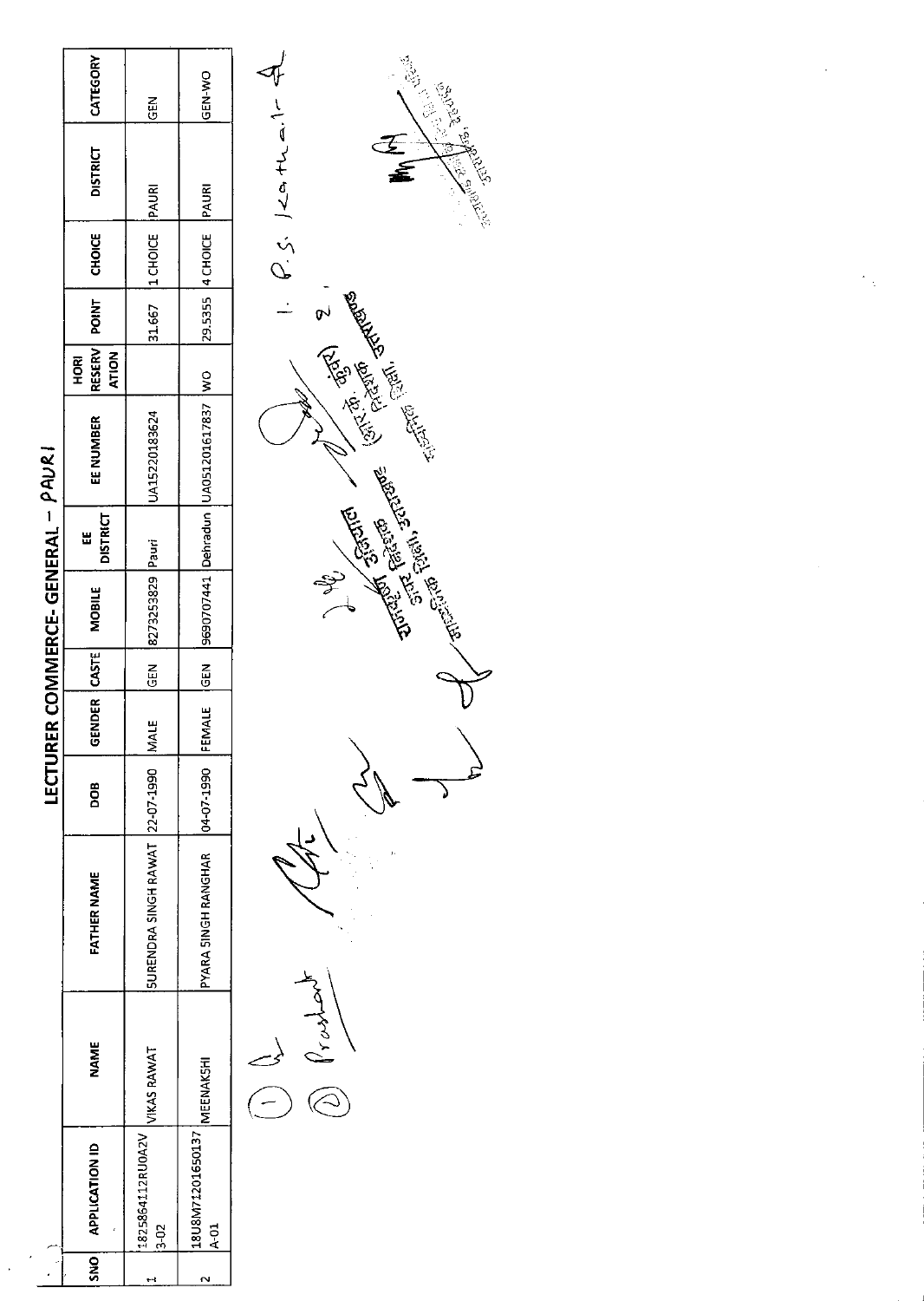# LECTURER COMMERCE- GENERAL – PAURI

| SNO | APPLICATION ID | NAME | FATHER NAME | DOB | GENDER | CASTE | MOBILE | EE DISTRICT | EE NUMBER | HORI RESERVATION | POINT | CHOICE | DISTRICT | CATEGORY |
|---|---|---|---|---|---|---|---|---|---|---|---|---|---|---|
| 1 | 1825864112RU0A2V3-02 | VIKAS RAWAT | SURENDRA SINGH RAWAT | 22-07-1990 | MALE | GEN | 8273253829 | Pauri | UA15220183624 | | 31.667 | 1 CHOICE | PAURI | GEN |
| 2 | 18U8M71201650137A-01 | MEENAKSHI | PYARA SINGH RANGHAR | 04-07-1990 | FEMALE | GEN | 9690707441 | Dehradun | UA05120161 7837 | WO | 29.5355 | 4 CHOICE | PAURI | GEN-WO |

1. P.S. Kothari
2. Prashant

राजकीय अभियन्ता, उत्तर क्षेत्र सिविल, उत्तराखण्ड

(आर. के. कुंवर) निदेशक, उत्तराखण्ड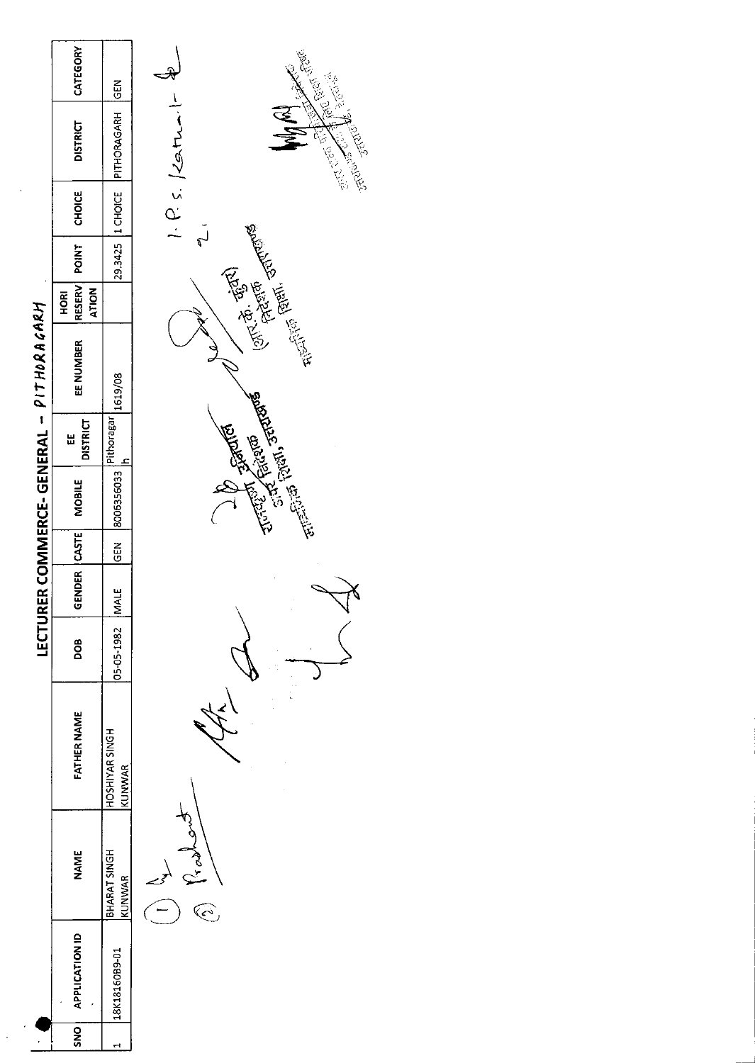# LECTURER COMMERCE- GENERAL - PITHORAGARH

| SNO | APPLICATION ID | NAME | FATHER NAME | DOB | GENDER | CASTE | MOBILE | EE DISTRICT | EE NUMBER | HORI RESERV ATION | POINT | CHOICE | DISTRICT | CATEGORY |
|---|---|---|---|---|---|---|---|---|---|---|---|---|---|---|
| 1 | 18K18160B9-01 | BHARAT SINGH KUNWAR | HOSHIYAR SINGH KUNWAR | 05-05-1982 | MALE | GEN | 8006356033 | Pithoragarh | 1619/08 | | 29.3425 | 1 CHOICE | PITHORAGARH | GEN |

(1)

(2) Prashant

1. P.S. Katna

2.

उप निदेशक
माध्यमिक शिक्षा, उत्तराखण्ड

(आर. के. कुंवर)
निदेशक
माध्यमिक शिक्षा, उत्तराखण्ड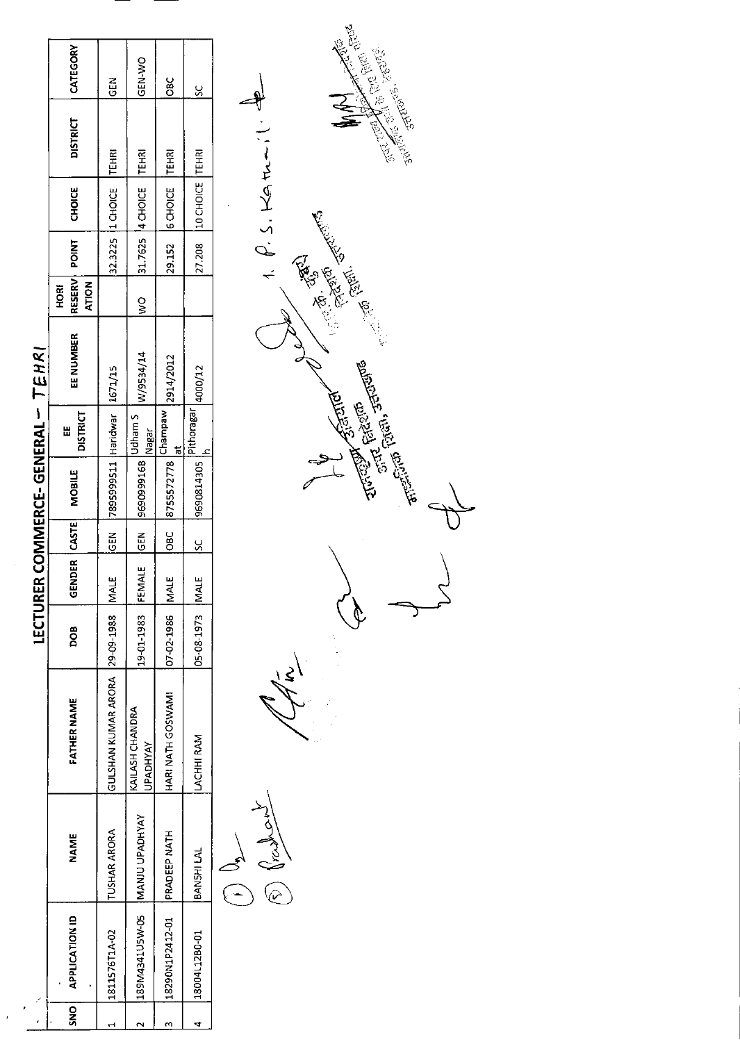# LECTURER COMMERCE- GENERAL – TEHRI

| SNO | APPLICATION ID | NAME | FATHER NAME | DOB | GENDER | CASTE | MOBILE | EE DISTRICT | EE NUMBER | HORI RESERV ATION | POINT | CHOICE | DISTRICT | CATEGORY |
|---|---|---|---|---|---|---|---|---|---|---|---|---|---|---|
| 1 | 1811576T1A-02 | TUSHAR ARORA | GULSHAN KUMAR ARORA | 29-09-1988 | MALE | GEN | 7895999511 | Haridwar | 1671/15 | | 32.3225 | 1 CHOICE | TEHRI | GEN |
| 2 | 189M4341U5W-05 | MANJU UPADHYAY | KAILASH CHANDRA UPADHYAY | 19-01-1983 | FEMALE | GEN | 9690999168 | Udham S Nagar | W/9534/14 | WO | 31.7625 | 4 CHOICE | TEHRI | GEN-WO |
| 3 | 18290N1P2412-01 | PRADEEP NATH | HARI NATH GOSWAMI | 07-02-1986 | MALE | OBC | 8755572778 | Champawat | 2914/2012 | | 29.152 | 6 CHOICE | TEHRI | OBC |
| 4 | 18004L12B0-01 | BANSHI LAL | LACHHI RAM | 05-08-1973 | MALE | SC | 9690814305 | Pithoragarh | 4000/12 | | 27.208 | 10 CHOICE | TEHRI | SC |

1. P. S. Katnail

अपर निदेशक
माध्यमिक शिक्षा, उत्तराखण्ड

संयुक्त निदेशक
कुमाऊँ मण्डल, उत्तराखण्ड

अपर राज्य परियोजना निदेशक
समग्र शिक्षा, उत्तराखण्ड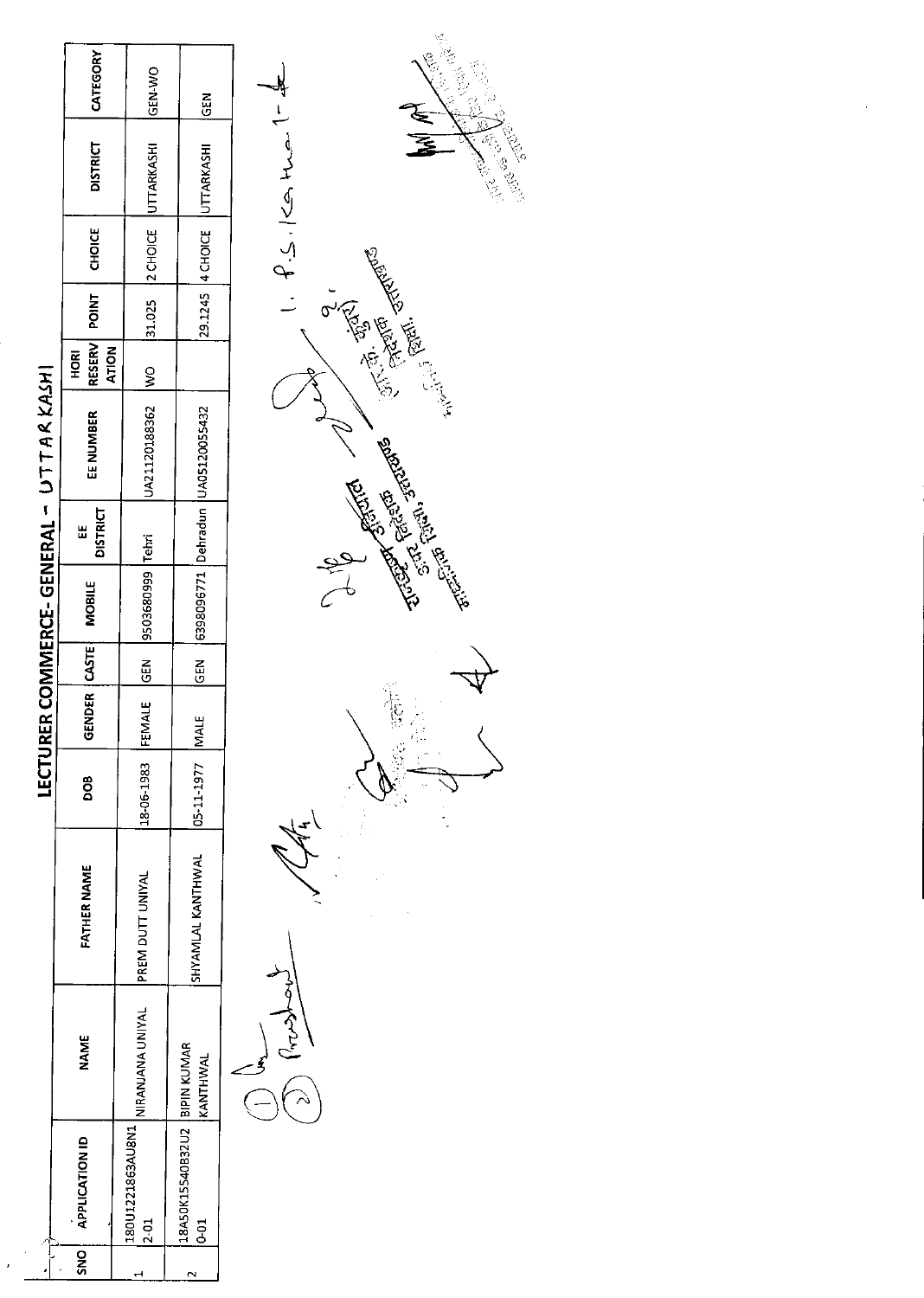# LECTURER COMMERCE- GENERAL - UTTARKASHI

| SNO | APPLICATION ID | NAME | FATHER NAME | DOB | GENDER | CASTE | MOBILE | EE DISTRICT | EE NUMBER | HORI RESERVATION | POINT | CHOICE | DISTRICT | CATEGORY |
|---|---|---|---|---|---|---|---|---|---|---|---|---|---|---|
| 1 | 180U1221863AU8N12-01 | NIRANJANA UNIYAL | PREM DUTT UNIYAL | 18-06-1983 | FEMALE | GEN | 9503680999 | Tehri | UA21120188362 | WO | 31.025 | 2 CHOICE | UTTARKASHI | GEN-WO |
| 2 | 18A50K15540B32U20-01 | BIPIN KUMAR KANTHWAL | SHYAMLAL KANTHWAL | 05-11-1977 | MALE | GEN | 6398096771 | Dehradun | UA05120055432 | | 29.1245 | 4 CHOICE | UTTARKASHI | GEN |